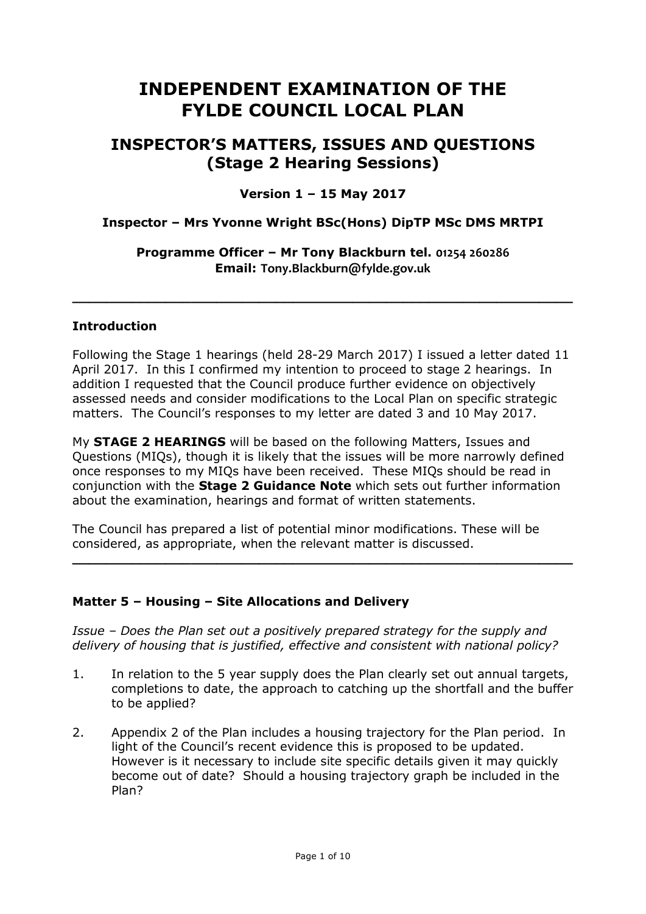# INDEPENDENT EXAMINATION OF THE FYLDE COUNCIL LOCAL PLAN

## INSPECTOR'S MATTERS, ISSUES AND QUESTIONS (Stage 2 Hearing Sessions)

**Version 1 – 15 May 2017**

**Inspector – Mrs Yvonne Wright BSc(Hons) DipTP MSc DMS MRTPI**

**Programme Officer – Mr Tony Blackburn tel. 01254 260286**
**Email: Tony.Blackburn@fylde.gov.uk**

---

### Introduction

Following the Stage 1 hearings (held 28-29 March 2017) I issued a letter dated 11 April 2017. In this I confirmed my intention to proceed to stage 2 hearings. In addition I requested that the Council produce further evidence on objectively assessed needs and consider modifications to the Local Plan on specific strategic matters. The Council's responses to my letter are dated 3 and 10 May 2017.

My **STAGE 2 HEARINGS** will be based on the following Matters, Issues and Questions (MIQs), though it is likely that the issues will be more narrowly defined once responses to my MIQs have been received. These MIQs should be read in conjunction with the **Stage 2 Guidance Note** which sets out further information about the examination, hearings and format of written statements.

The Council has prepared a list of potential minor modifications. These will be considered, as appropriate, when the relevant matter is discussed.

---

### Matter 5 – Housing – Site Allocations and Delivery

*Issue – Does the Plan set out a positively prepared strategy for the supply and delivery of housing that is justified, effective and consistent with national policy?*

1. In relation to the 5 year supply does the Plan clearly set out annual targets, completions to date, the approach to catching up the shortfall and the buffer to be applied?

2. Appendix 2 of the Plan includes a housing trajectory for the Plan period. In light of the Council's recent evidence this is proposed to be updated. However is it necessary to include site specific details given it may quickly become out of date? Should a housing trajectory graph be included in the Plan?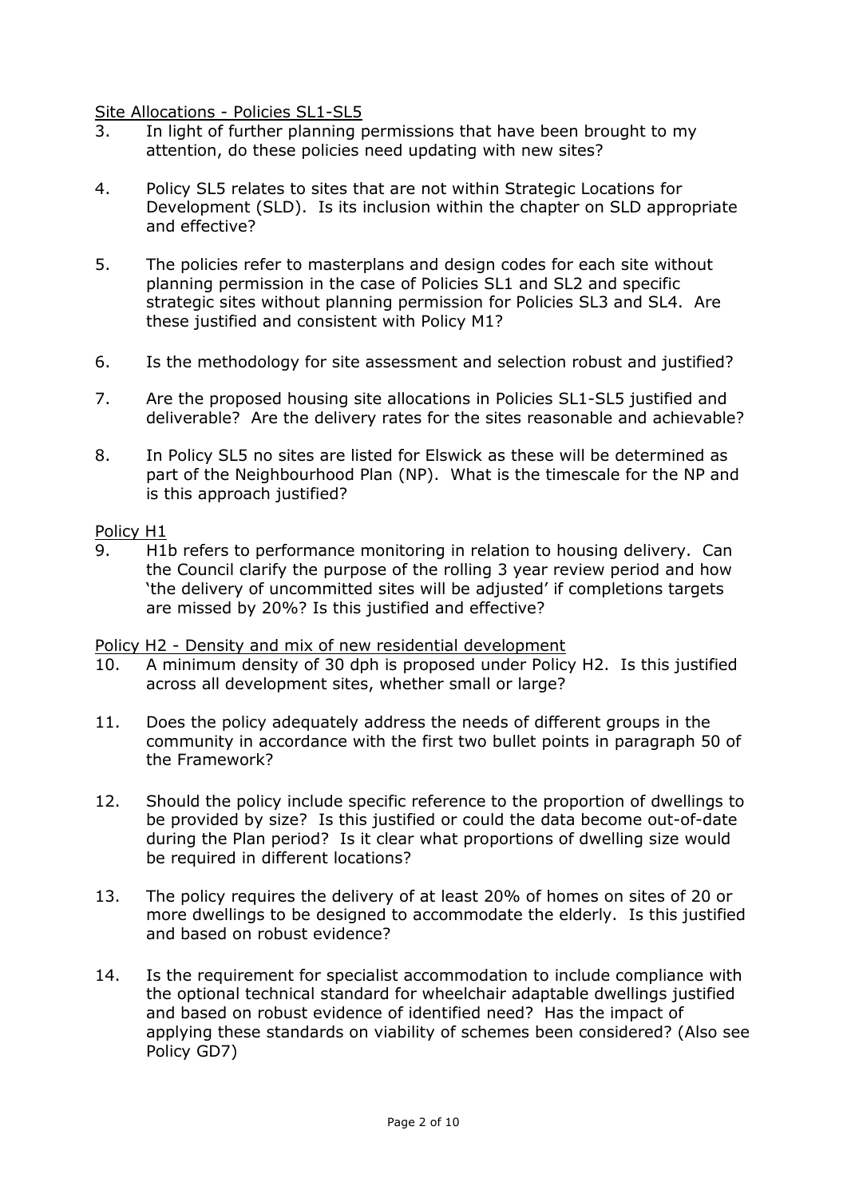Site Allocations - Policies SL1-SL5

3. In light of further planning permissions that have been brought to my attention, do these policies need updating with new sites?

4. Policy SL5 relates to sites that are not within Strategic Locations for Development (SLD). Is its inclusion within the chapter on SLD appropriate and effective?

5. The policies refer to masterplans and design codes for each site without planning permission in the case of Policies SL1 and SL2 and specific strategic sites without planning permission for Policies SL3 and SL4. Are these justified and consistent with Policy M1?

6. Is the methodology for site assessment and selection robust and justified?

7. Are the proposed housing site allocations in Policies SL1-SL5 justified and deliverable? Are the delivery rates for the sites reasonable and achievable?

8. In Policy SL5 no sites are listed for Elswick as these will be determined as part of the Neighbourhood Plan (NP). What is the timescale for the NP and is this approach justified?

Policy H1

9. H1b refers to performance monitoring in relation to housing delivery. Can the Council clarify the purpose of the rolling 3 year review period and how 'the delivery of uncommitted sites will be adjusted' if completions targets are missed by 20%? Is this justified and effective?

Policy H2 - Density and mix of new residential development

10. A minimum density of 30 dph is proposed under Policy H2. Is this justified across all development sites, whether small or large?

11. Does the policy adequately address the needs of different groups in the community in accordance with the first two bullet points in paragraph 50 of the Framework?

12. Should the policy include specific reference to the proportion of dwellings to be provided by size? Is this justified or could the data become out-of-date during the Plan period? Is it clear what proportions of dwelling size would be required in different locations?

13. The policy requires the delivery of at least 20% of homes on sites of 20 or more dwellings to be designed to accommodate the elderly. Is this justified and based on robust evidence?

14. Is the requirement for specialist accommodation to include compliance with the optional technical standard for wheelchair adaptable dwellings justified and based on robust evidence of identified need? Has the impact of applying these standards on viability of schemes been considered? (Also see Policy GD7)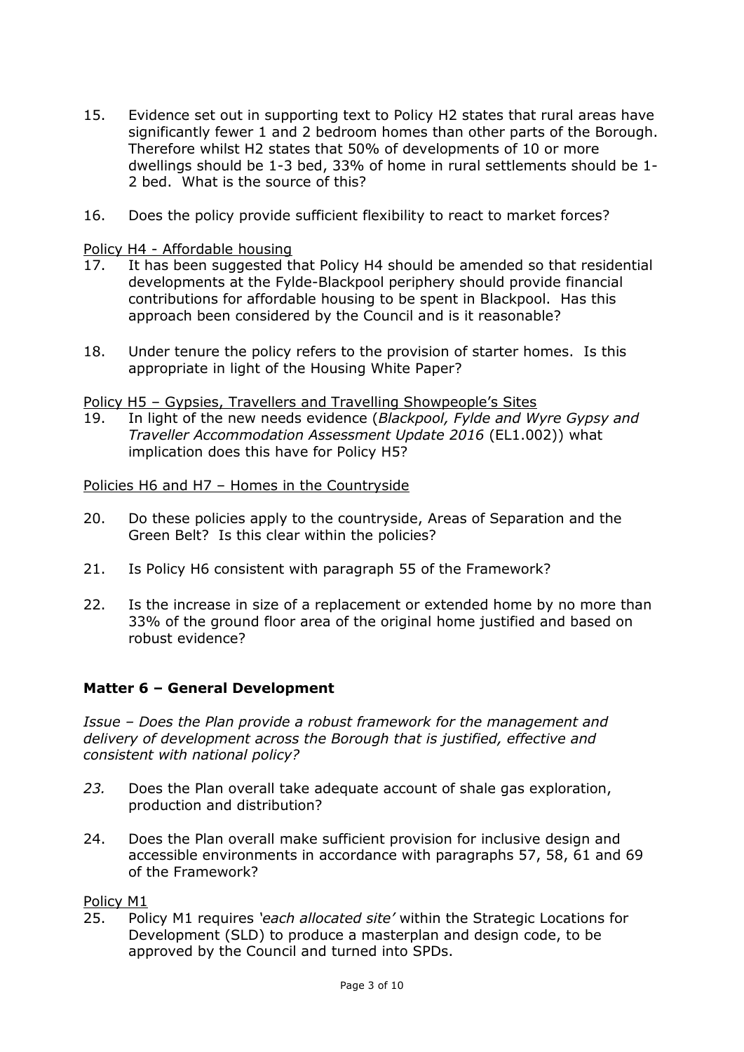15. Evidence set out in supporting text to Policy H2 states that rural areas have significantly fewer 1 and 2 bedroom homes than other parts of the Borough. Therefore whilst H2 states that 50% of developments of 10 or more dwellings should be 1-3 bed, 33% of home in rural settlements should be 1-2 bed. What is the source of this?

16. Does the policy provide sufficient flexibility to react to market forces?

<u>Policy H4 - Affordable housing</u>

17. It has been suggested that Policy H4 should be amended so that residential developments at the Fylde-Blackpool periphery should provide financial contributions for affordable housing to be spent in Blackpool. Has this approach been considered by the Council and is it reasonable?

18. Under tenure the policy refers to the provision of starter homes. Is this appropriate in light of the Housing White Paper?

<u>Policy H5 – Gypsies, Travellers and Travelling Showpeople's Sites</u>

19. In light of the new needs evidence (*Blackpool, Fylde and Wyre Gypsy and Traveller Accommodation Assessment Update 2016* (EL1.002)) what implication does this have for Policy H5?

<u>Policies H6 and H7 – Homes in the Countryside</u>

20. Do these policies apply to the countryside, Areas of Separation and the Green Belt? Is this clear within the policies?

21. Is Policy H6 consistent with paragraph 55 of the Framework?

22. Is the increase in size of a replacement or extended home by no more than 33% of the ground floor area of the original home justified and based on robust evidence?

## Matter 6 – General Development

*Issue – Does the Plan provide a robust framework for the management and delivery of development across the Borough that is justified, effective and consistent with national policy?*

*23.* Does the Plan overall take adequate account of shale gas exploration, production and distribution?

24. Does the Plan overall make sufficient provision for inclusive design and accessible environments in accordance with paragraphs 57, 58, 61 and 69 of the Framework?

<u>Policy M1</u>

25. Policy M1 requires *'each allocated site'* within the Strategic Locations for Development (SLD) to produce a masterplan and design code, to be approved by the Council and turned into SPDs.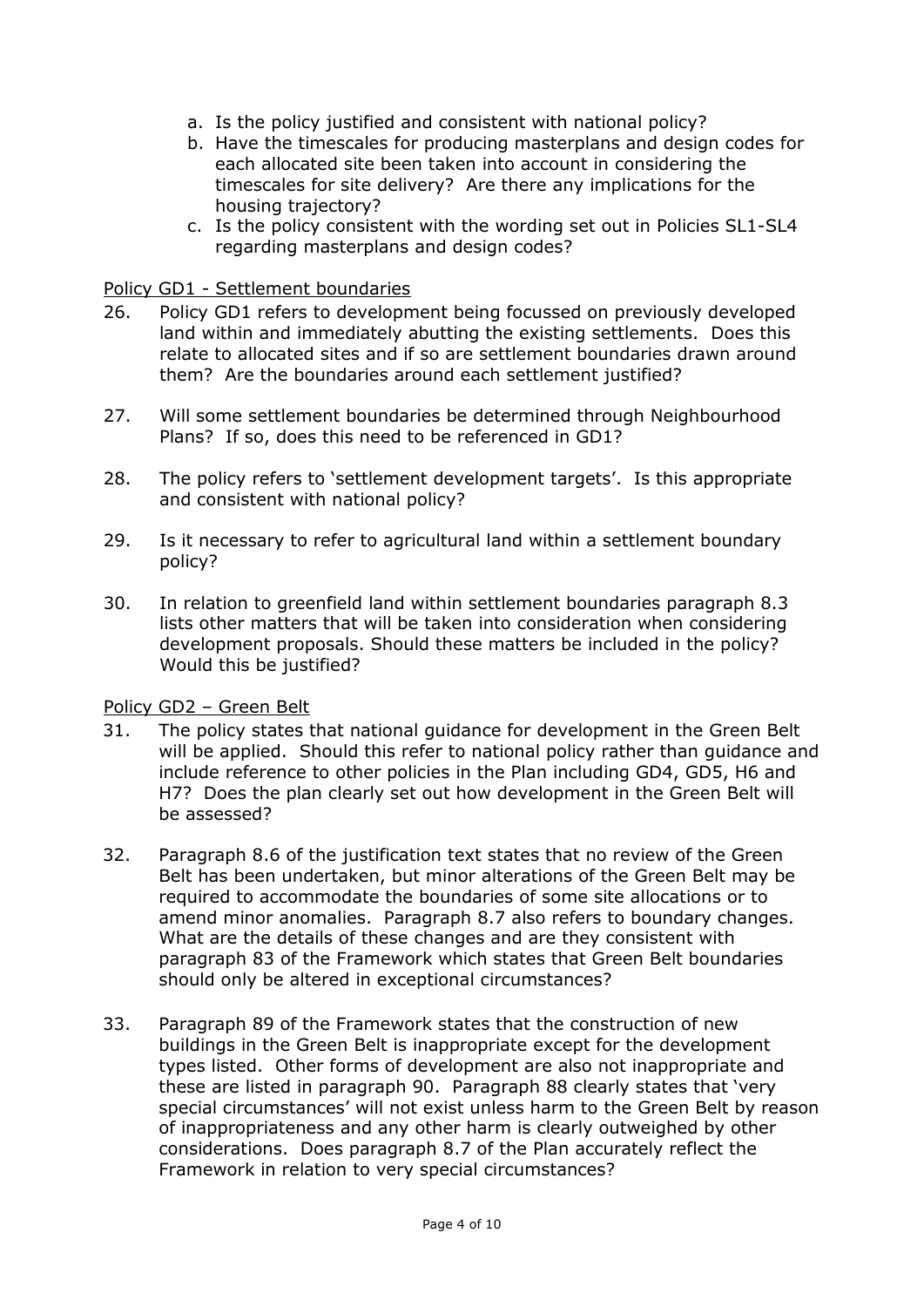a. Is the policy justified and consistent with national policy?
b. Have the timescales for producing masterplans and design codes for each allocated site been taken into account in considering the timescales for site delivery? Are there any implications for the housing trajectory?
c. Is the policy consistent with the wording set out in Policies SL1-SL4 regarding masterplans and design codes?

<u>Policy GD1 - Settlement boundaries</u>

26. Policy GD1 refers to development being focussed on previously developed land within and immediately abutting the existing settlements. Does this relate to allocated sites and if so are settlement boundaries drawn around them? Are the boundaries around each settlement justified?

27. Will some settlement boundaries be determined through Neighbourhood Plans? If so, does this need to be referenced in GD1?

28. The policy refers to 'settlement development targets'. Is this appropriate and consistent with national policy?

29. Is it necessary to refer to agricultural land within a settlement boundary policy?

30. In relation to greenfield land within settlement boundaries paragraph 8.3 lists other matters that will be taken into consideration when considering development proposals. Should these matters be included in the policy? Would this be justified?

<u>Policy GD2 – Green Belt</u>

31. The policy states that national guidance for development in the Green Belt will be applied. Should this refer to national policy rather than guidance and include reference to other policies in the Plan including GD4, GD5, H6 and H7? Does the plan clearly set out how development in the Green Belt will be assessed?

32. Paragraph 8.6 of the justification text states that no review of the Green Belt has been undertaken, but minor alterations of the Green Belt may be required to accommodate the boundaries of some site allocations or to amend minor anomalies. Paragraph 8.7 also refers to boundary changes. What are the details of these changes and are they consistent with paragraph 83 of the Framework which states that Green Belt boundaries should only be altered in exceptional circumstances?

33. Paragraph 89 of the Framework states that the construction of new buildings in the Green Belt is inappropriate except for the development types listed. Other forms of development are also not inappropriate and these are listed in paragraph 90. Paragraph 88 clearly states that 'very special circumstances' will not exist unless harm to the Green Belt by reason of inappropriateness and any other harm is clearly outweighed by other considerations. Does paragraph 8.7 of the Plan accurately reflect the Framework in relation to very special circumstances?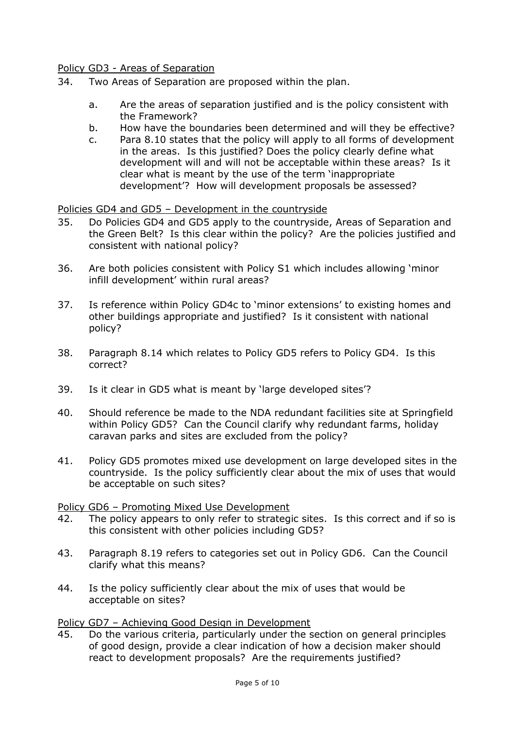Policy GD3 - Areas of Separation

34. Two Areas of Separation are proposed within the plan.

    a. Are the areas of separation justified and is the policy consistent with the Framework?
    b. How have the boundaries been determined and will they be effective?
    c. Para 8.10 states that the policy will apply to all forms of development in the areas. Is this justified? Does the policy clearly define what development will and will not be acceptable within these areas? Is it clear what is meant by the use of the term 'inappropriate development'? How will development proposals be assessed?

Policies GD4 and GD5 – Development in the countryside

35. Do Policies GD4 and GD5 apply to the countryside, Areas of Separation and the Green Belt? Is this clear within the policy? Are the policies justified and consistent with national policy?

36. Are both policies consistent with Policy S1 which includes allowing 'minor infill development' within rural areas?

37. Is reference within Policy GD4c to 'minor extensions' to existing homes and other buildings appropriate and justified? Is it consistent with national policy?

38. Paragraph 8.14 which relates to Policy GD5 refers to Policy GD4. Is this correct?

39. Is it clear in GD5 what is meant by 'large developed sites'?

40. Should reference be made to the NDA redundant facilities site at Springfield within Policy GD5? Can the Council clarify why redundant farms, holiday caravan parks and sites are excluded from the policy?

41. Policy GD5 promotes mixed use development on large developed sites in the countryside. Is the policy sufficiently clear about the mix of uses that would be acceptable on such sites?

Policy GD6 – Promoting Mixed Use Development

42. The policy appears to only refer to strategic sites. Is this correct and if so is this consistent with other policies including GD5?

43. Paragraph 8.19 refers to categories set out in Policy GD6. Can the Council clarify what this means?

44. Is the policy sufficiently clear about the mix of uses that would be acceptable on sites?

Policy GD7 – Achieving Good Design in Development

45. Do the various criteria, particularly under the section on general principles of good design, provide a clear indication of how a decision maker should react to development proposals? Are the requirements justified?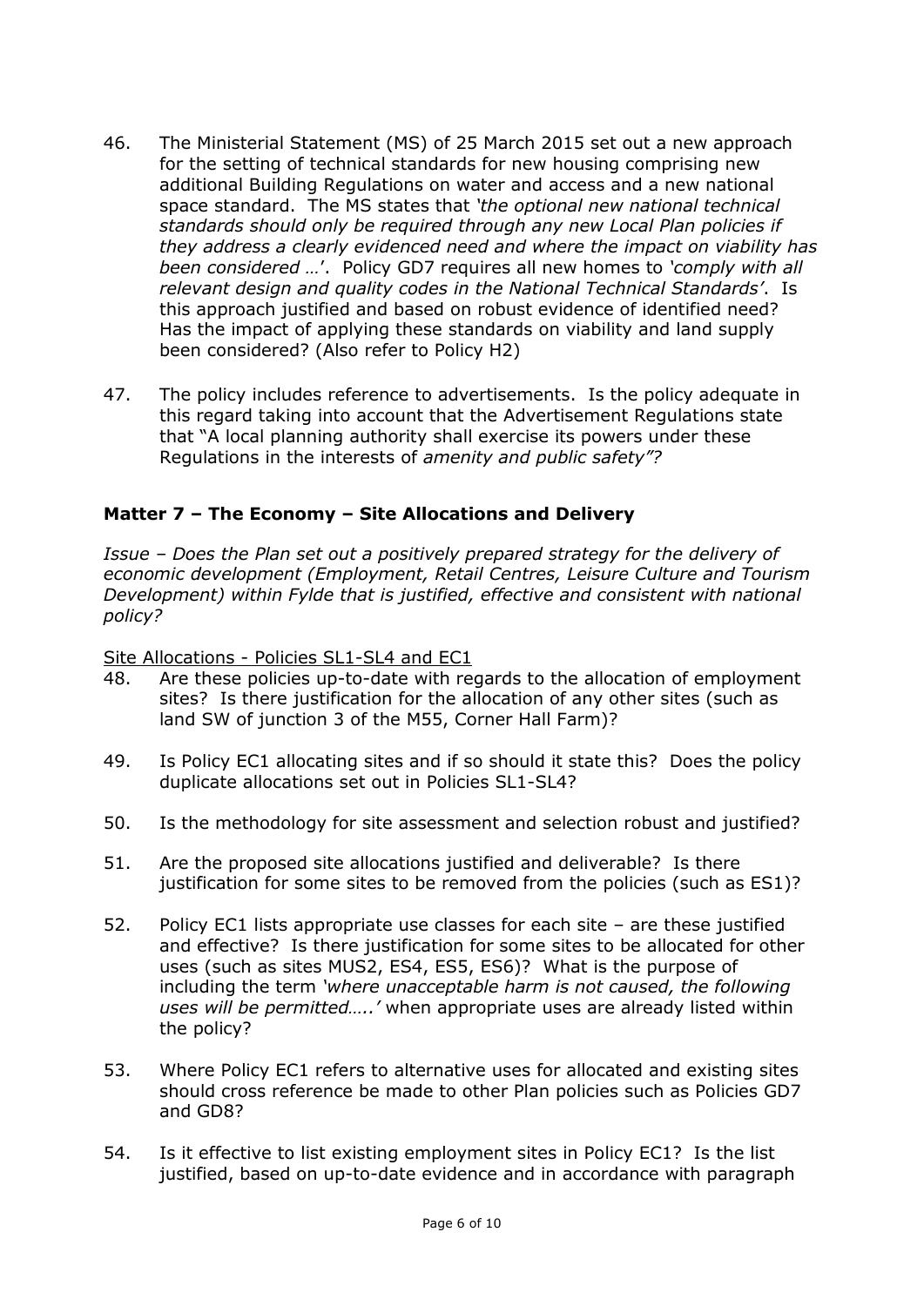46. The Ministerial Statement (MS) of 25 March 2015 set out a new approach for the setting of technical standards for new housing comprising new additional Building Regulations on water and access and a new national space standard. The MS states that *'the optional new national technical standards should only be required through any new Local Plan policies if they address a clearly evidenced need and where the impact on viability has been considered …*'. Policy GD7 requires all new homes to *'comply with all relevant design and quality codes in the National Technical Standards'*. Is this approach justified and based on robust evidence of identified need? Has the impact of applying these standards on viability and land supply been considered? (Also refer to Policy H2)

47. The policy includes reference to advertisements. Is the policy adequate in this regard taking into account that the Advertisement Regulations state that "A local planning authority shall exercise its powers under these Regulations in the interests of *amenity and public safety"?*

### Matter 7 – The Economy – Site Allocations and Delivery

*Issue – Does the Plan set out a positively prepared strategy for the delivery of economic development (Employment, Retail Centres, Leisure Culture and Tourism Development) within Fylde that is justified, effective and consistent with national policy?*

<u>Site Allocations - Policies SL1-SL4 and EC1</u>

48. Are these policies up-to-date with regards to the allocation of employment sites? Is there justification for the allocation of any other sites (such as land SW of junction 3 of the M55, Corner Hall Farm)?

49. Is Policy EC1 allocating sites and if so should it state this? Does the policy duplicate allocations set out in Policies SL1-SL4?

50. Is the methodology for site assessment and selection robust and justified?

51. Are the proposed site allocations justified and deliverable? Is there justification for some sites to be removed from the policies (such as ES1)?

52. Policy EC1 lists appropriate use classes for each site – are these justified and effective? Is there justification for some sites to be allocated for other uses (such as sites MUS2, ES4, ES5, ES6)? What is the purpose of including the term *'where unacceptable harm is not caused, the following uses will be permitted…..'* when appropriate uses are already listed within the policy?

53. Where Policy EC1 refers to alternative uses for allocated and existing sites should cross reference be made to other Plan policies such as Policies GD7 and GD8?

54. Is it effective to list existing employment sites in Policy EC1? Is the list justified, based on up-to-date evidence and in accordance with paragraph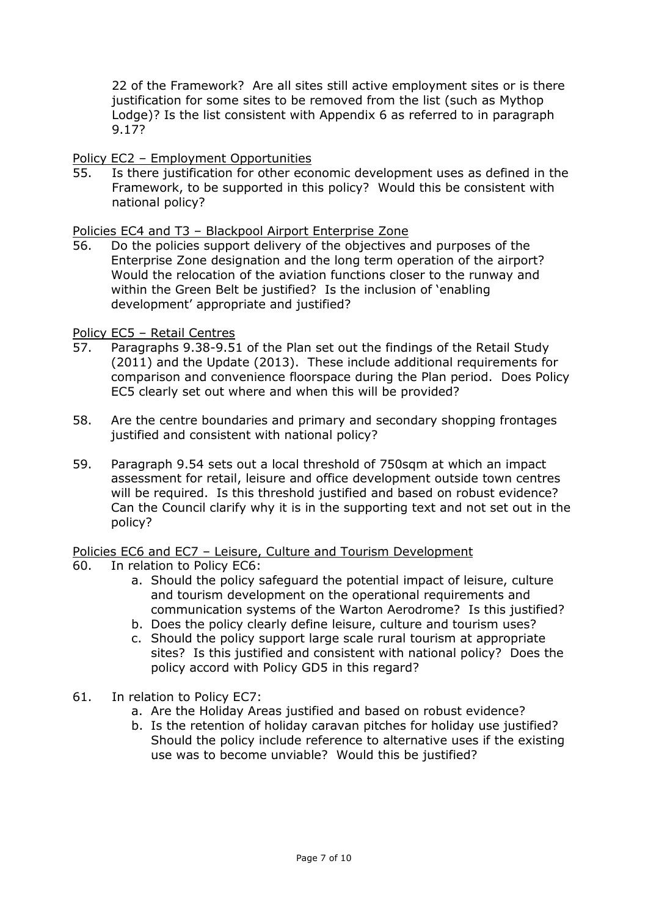22 of the Framework? Are all sites still active employment sites or is there justification for some sites to be removed from the list (such as Mythop Lodge)? Is the list consistent with Appendix 6 as referred to in paragraph 9.17?

<u>Policy EC2 – Employment Opportunities</u>

55. Is there justification for other economic development uses as defined in the Framework, to be supported in this policy? Would this be consistent with national policy?

<u>Policies EC4 and T3 – Blackpool Airport Enterprise Zone</u>

56. Do the policies support delivery of the objectives and purposes of the Enterprise Zone designation and the long term operation of the airport? Would the relocation of the aviation functions closer to the runway and within the Green Belt be justified? Is the inclusion of 'enabling development' appropriate and justified?

<u>Policy EC5 – Retail Centres</u>

57. Paragraphs 9.38-9.51 of the Plan set out the findings of the Retail Study (2011) and the Update (2013). These include additional requirements for comparison and convenience floorspace during the Plan period. Does Policy EC5 clearly set out where and when this will be provided?

58. Are the centre boundaries and primary and secondary shopping frontages justified and consistent with national policy?

59. Paragraph 9.54 sets out a local threshold of 750sqm at which an impact assessment for retail, leisure and office development outside town centres will be required. Is this threshold justified and based on robust evidence? Can the Council clarify why it is in the supporting text and not set out in the policy?

<u>Policies EC6 and EC7 – Leisure, Culture and Tourism Development</u>

60. In relation to Policy EC6:
    a. Should the policy safeguard the potential impact of leisure, culture and tourism development on the operational requirements and communication systems of the Warton Aerodrome? Is this justified?
    b. Does the policy clearly define leisure, culture and tourism uses?
    c. Should the policy support large scale rural tourism at appropriate sites? Is this justified and consistent with national policy? Does the policy accord with Policy GD5 in this regard?

61. In relation to Policy EC7:
    a. Are the Holiday Areas justified and based on robust evidence?
    b. Is the retention of holiday caravan pitches for holiday use justified? Should the policy include reference to alternative uses if the existing use was to become unviable? Would this be justified?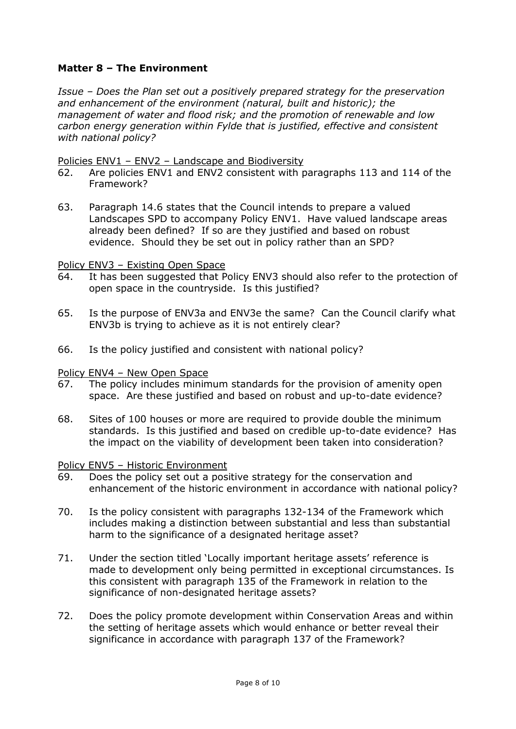## Matter 8 – The Environment

*Issue – Does the Plan set out a positively prepared strategy for the preservation and enhancement of the environment (natural, built and historic); the management of water and flood risk; and the promotion of renewable and low carbon energy generation within Fylde that is justified, effective and consistent with national policy?*

<u>Policies ENV1 – ENV2 – Landscape and Biodiversity</u>

62. Are policies ENV1 and ENV2 consistent with paragraphs 113 and 114 of the Framework?

63. Paragraph 14.6 states that the Council intends to prepare a valued Landscapes SPD to accompany Policy ENV1. Have valued landscape areas already been defined? If so are they justified and based on robust evidence. Should they be set out in policy rather than an SPD?

<u>Policy ENV3 – Existing Open Space</u>

64. It has been suggested that Policy ENV3 should also refer to the protection of open space in the countryside. Is this justified?

65. Is the purpose of ENV3a and ENV3e the same? Can the Council clarify what ENV3b is trying to achieve as it is not entirely clear?

66. Is the policy justified and consistent with national policy?

<u>Policy ENV4 – New Open Space</u>

67. The policy includes minimum standards for the provision of amenity open space. Are these justified and based on robust and up-to-date evidence?

68. Sites of 100 houses or more are required to provide double the minimum standards. Is this justified and based on credible up-to-date evidence? Has the impact on the viability of development been taken into consideration?

<u>Policy ENV5 – Historic Environment</u>

69. Does the policy set out a positive strategy for the conservation and enhancement of the historic environment in accordance with national policy?

70. Is the policy consistent with paragraphs 132-134 of the Framework which includes making a distinction between substantial and less than substantial harm to the significance of a designated heritage asset?

71. Under the section titled 'Locally important heritage assets' reference is made to development only being permitted in exceptional circumstances. Is this consistent with paragraph 135 of the Framework in relation to the significance of non-designated heritage assets?

72. Does the policy promote development within Conservation Areas and within the setting of heritage assets which would enhance or better reveal their significance in accordance with paragraph 137 of the Framework?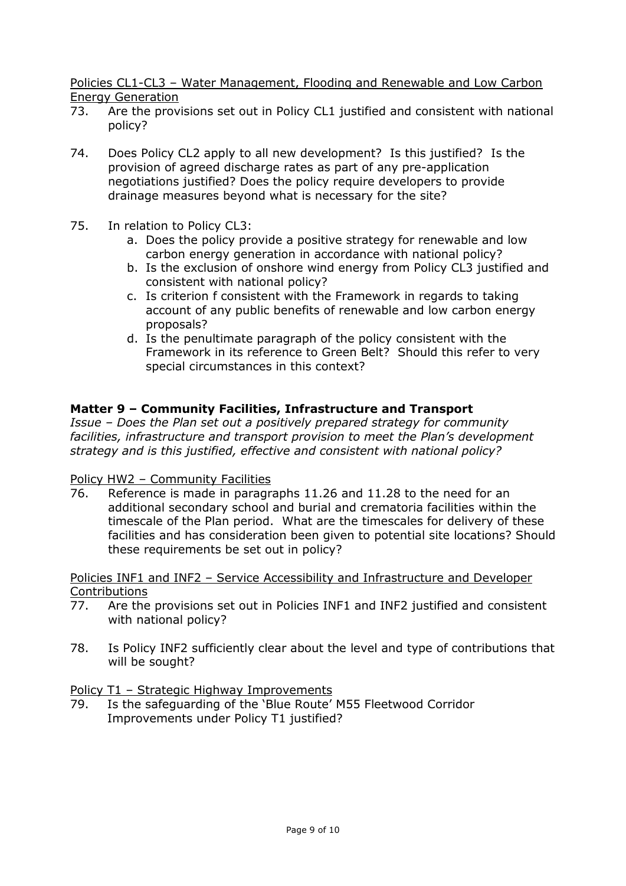Policies CL1-CL3 – Water Management, Flooding and Renewable and Low Carbon Energy Generation

73. Are the provisions set out in Policy CL1 justified and consistent with national policy?

74. Does Policy CL2 apply to all new development? Is this justified? Is the provision of agreed discharge rates as part of any pre-application negotiations justified? Does the policy require developers to provide drainage measures beyond what is necessary for the site?

75. In relation to Policy CL3:
    a. Does the policy provide a positive strategy for renewable and low carbon energy generation in accordance with national policy?
    b. Is the exclusion of onshore wind energy from Policy CL3 justified and consistent with national policy?
    c. Is criterion f consistent with the Framework in regards to taking account of any public benefits of renewable and low carbon energy proposals?
    d. Is the penultimate paragraph of the policy consistent with the Framework in its reference to Green Belt? Should this refer to very special circumstances in this context?

## Matter 9 – Community Facilities, Infrastructure and Transport

*Issue – Does the Plan set out a positively prepared strategy for community facilities, infrastructure and transport provision to meet the Plan's development strategy and is this justified, effective and consistent with national policy?*

Policy HW2 – Community Facilities

76. Reference is made in paragraphs 11.26 and 11.28 to the need for an additional secondary school and burial and crematoria facilities within the timescale of the Plan period. What are the timescales for delivery of these facilities and has consideration been given to potential site locations? Should these requirements be set out in policy?

Policies INF1 and INF2 – Service Accessibility and Infrastructure and Developer Contributions

77. Are the provisions set out in Policies INF1 and INF2 justified and consistent with national policy?

78. Is Policy INF2 sufficiently clear about the level and type of contributions that will be sought?

Policy T1 – Strategic Highway Improvements

79. Is the safeguarding of the 'Blue Route' M55 Fleetwood Corridor Improvements under Policy T1 justified?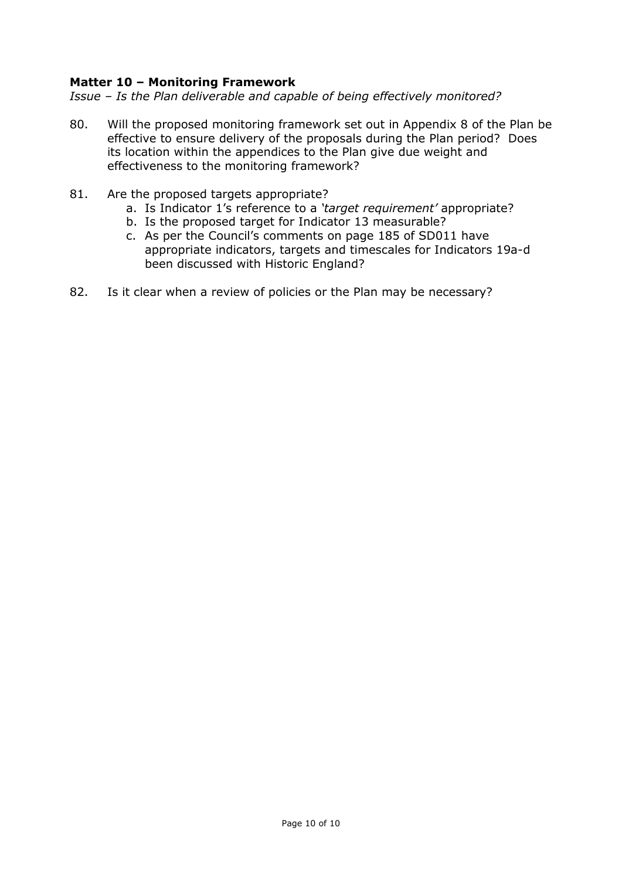**Matter 10 – Monitoring Framework**

*Issue – Is the Plan deliverable and capable of being effectively monitored?*

80. Will the proposed monitoring framework set out in Appendix 8 of the Plan be effective to ensure delivery of the proposals during the Plan period? Does its location within the appendices to the Plan give due weight and effectiveness to the monitoring framework?

81. Are the proposed targets appropriate?
    a. Is Indicator 1's reference to a *'target requirement'* appropriate?
    b. Is the proposed target for Indicator 13 measurable?
    c. As per the Council's comments on page 185 of SD011 have appropriate indicators, targets and timescales for Indicators 19a-d been discussed with Historic England?

82. Is it clear when a review of policies or the Plan may be necessary?